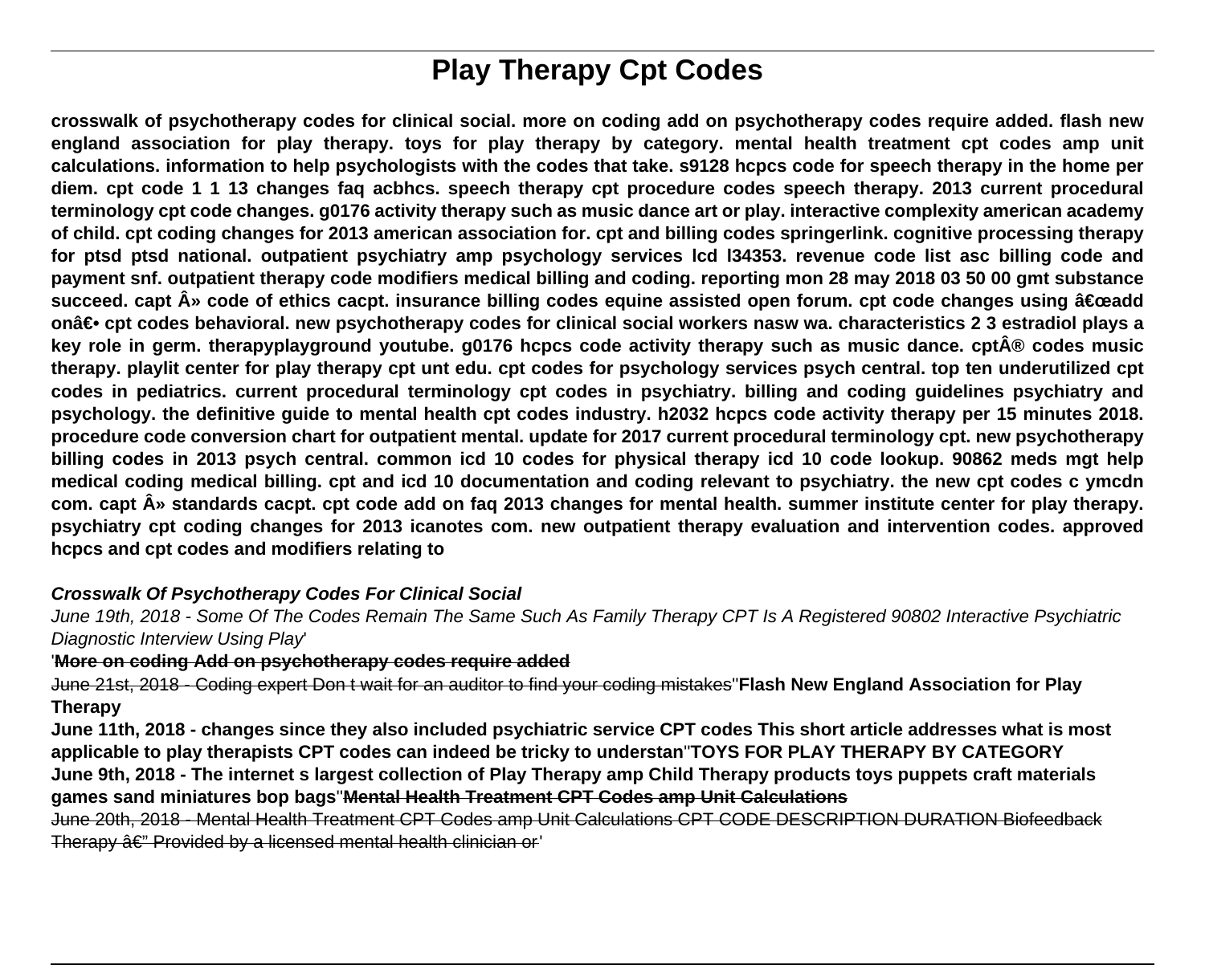# Play Therapy Cpt Codes

**crosswalk of psychotherapy codes for clinical social. more on coding add on psychotherapy codes require added. flash new england association for play therapy. toys for play therapy by category. mental health treatment cpt codes amp unit calculations. information to help psychologists with the codes that take. s9128 hcpcs code for speech therapy in the home per diem. cpt code 1 1 13 changes faq acbhcs. speech therapy cpt procedure codes speech therapy. 2013 current procedural terminology cpt code changes. g0176 activity therapy such as music dance art or play. interactive complexity american academy of child. cpt coding changes for 2013 american association for. cpt and billing codes springerlink. cognitive processing therapy for ptsd ptsd national. outpatient psychiatry amp psychology services lcd l34353. revenue code list asc billing code and payment snf. outpatient therapy code modifiers medical billing and coding. reporting mon 28 may 2018 03 50 00 gmt substance succeed. capt Â» code of ethics cacpt. insurance billing codes equine assisted open forum. cpt code changes using â€œadd onâ€• cpt codes behavioral. new psychotherapy codes for clinical social workers nasw wa. characteristics 2 3 estradiol plays a key role in germ. therapyplayground youtube. g0176 hcpcs code activity therapy such as music dance. cptÂ® codes music therapy. playlit center for play therapy cpt unt edu. cpt codes for psychology services psych central. top ten underutilized cpt codes in pediatrics. current procedural terminology cpt codes in psychiatry. billing and coding guidelines psychiatry and psychology. the definitive guide to mental health cpt codes industry. h2032 hcpcs code activity therapy per 15 minutes 2018. procedure code conversion chart for outpatient mental. update for 2017 current procedural terminology cpt. new psychotherapy billing codes in 2013 psych central. common icd 10 codes for physical therapy icd 10 code lookup. 90862 meds mgt help medical coding medical billing. cpt and icd 10 documentation and coding relevant to psychiatry. the new cpt codes c ymcdn com. capt Â» standards cacpt. cpt code add on faq 2013 changes for mental health. summer institute center for play therapy. psychiatry cpt coding changes for 2013 icanotes com. new outpatient therapy evaluation and intervention codes. approved hcpcs and cpt codes and modifiers relating to**

***Crosswalk Of Psychotherapy Codes For Clinical Social***

*June 19th, 2018 - Some Of The Codes Remain The Same Such As Family Therapy CPT Is A Registered 90802 Interactive Psychiatric Diagnostic Interview Using Play*'

'**More on coding Add on psychotherapy codes require added**

June 21st, 2018 - Coding expert Don t wait for an auditor to find your coding mistakes''**Flash New England Association for Play Therapy**

**June 11th, 2018 - changes since they also included psychiatric service CPT codes This short article addresses what is most applicable to play therapists CPT codes can indeed be tricky to understan**''**TOYS FOR PLAY THERAPY BY CATEGORY**

**June 9th, 2018 - The internet s largest collection of Play Therapy amp Child Therapy products toys puppets craft materials games sand miniatures bop bags**''**Mental Health Treatment CPT Codes amp Unit Calculations**

June 20th, 2018 - Mental Health Treatment CPT Codes amp Unit Calculations CPT CODE DESCRIPTION DURATION Biofeedback Therapy â€" Provided by a licensed mental health clinician or'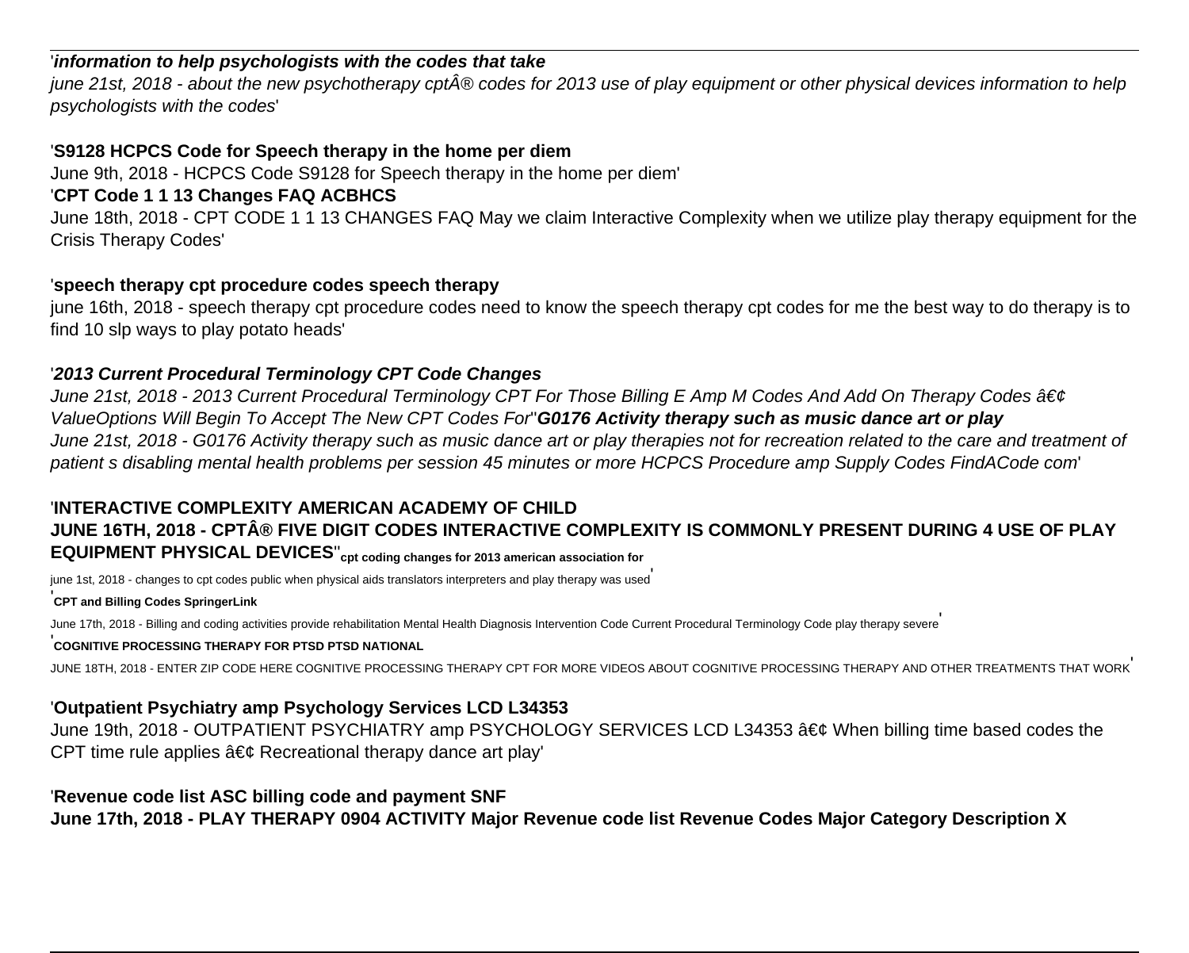'***information to help psychologists with the codes that take***
*june 21st, 2018 - about the new psychotherapy cptÂ® codes for 2013 use of play equipment or other physical devices information to help psychologists with the codes*'

'**S9128 HCPCS Code for Speech therapy in the home per diem**
June 9th, 2018 - HCPCS Code S9128 for Speech therapy in the home per diem'
'**CPT Code 1 1 13 Changes FAQ ACBHCS**
June 18th, 2018 - CPT CODE 1 1 13 CHANGES FAQ May we claim Interactive Complexity when we utilize play therapy equipment for the Crisis Therapy Codes'

'**speech therapy cpt procedure codes speech therapy**
june 16th, 2018 - speech therapy cpt procedure codes need to know the speech therapy cpt codes for me the best way to do therapy is to find 10 slp ways to play potato heads'

'***2013 Current Procedural Terminology CPT Code Changes***
*June 21st, 2018 - 2013 Current Procedural Terminology CPT For Those Billing E Amp M Codes And Add On Therapy Codes â€¢ ValueOptions Will Begin To Accept The New CPT Codes For*''***G0176 Activity therapy such as music dance art or play***
*June 21st, 2018 - G0176 Activity therapy such as music dance art or play therapies not for recreation related to the care and treatment of patient s disabling mental health problems per session 45 minutes or more HCPCS Procedure amp Supply Codes FindACode com*'

'**INTERACTIVE COMPLEXITY AMERICAN ACADEMY OF CHILD**
**JUNE 16TH, 2018 - CPTÂ® FIVE DIGIT CODES INTERACTIVE COMPLEXITY IS COMMONLY PRESENT DURING 4 USE OF PLAY EQUIPMENT PHYSICAL DEVICES**''**cpt coding changes for 2013 american association for**
june 1st, 2018 - changes to cpt codes public when physical aids translators interpreters and play therapy was used'
'**CPT and Billing Codes SpringerLink**
June 17th, 2018 - Billing and coding activities provide rehabilitation Mental Health Diagnosis Intervention Code Current Procedural Terminology Code play therapy severe'
'**COGNITIVE PROCESSING THERAPY FOR PTSD PTSD NATIONAL**
JUNE 18TH, 2018 - ENTER ZIP CODE HERE COGNITIVE PROCESSING THERAPY CPT FOR MORE VIDEOS ABOUT COGNITIVE PROCESSING THERAPY AND OTHER TREATMENTS THAT WORK'

'**Outpatient Psychiatry amp Psychology Services LCD L34353**
June 19th, 2018 - OUTPATIENT PSYCHIATRY amp PSYCHOLOGY SERVICES LCD L34353 â€¢ When billing time based codes the CPT time rule applies â€¢ Recreational therapy dance art play'

'**Revenue code list ASC billing code and payment SNF**
**June 17th, 2018 - PLAY THERAPY 0904 ACTIVITY Major Revenue code list Revenue Codes Major Category Description X**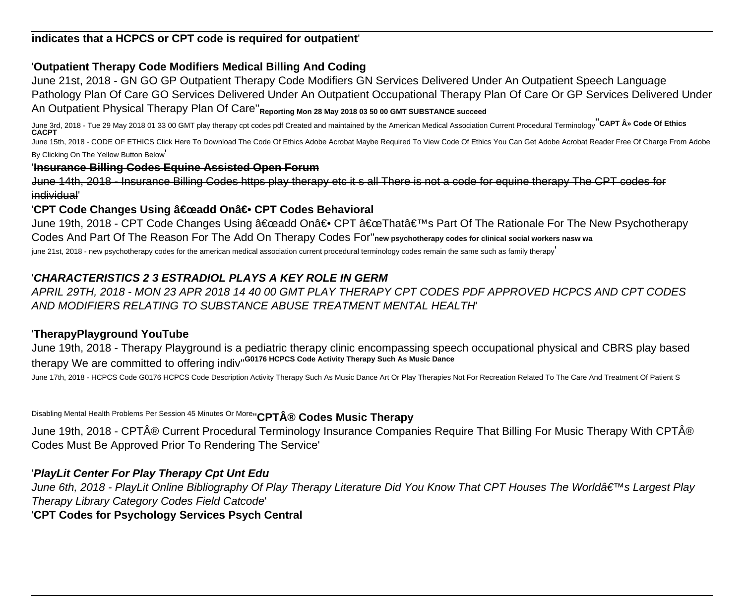**indicates that a HCPCS or CPT code is required for outpatient**'

'**Outpatient Therapy Code Modifiers Medical Billing And Coding**

June 21st, 2018 - GN GO GP Outpatient Therapy Code Modifiers GN Services Delivered Under An Outpatient Speech Language Pathology Plan Of Care GO Services Delivered Under An Outpatient Occupational Therapy Plan Of Care Or GP Services Delivered Under An Outpatient Physical Therapy Plan Of Care''**Reporting Mon 28 May 2018 03 50 00 GMT SUBSTANCE succeed**

June 3rd, 2018 - Tue 29 May 2018 01 33 00 GMT play therapy cpt codes pdf Created and maintained by the American Medical Association Current Procedural Terminology''**CAPT Â» Code Of Ethics CACPT**

June 15th, 2018 - CODE OF ETHICS Click Here To Download The Code Of Ethics Adobe Acrobat Maybe Required To View Code Of Ethics You Can Get Adobe Acrobat Reader Free Of Charge From Adobe By Clicking On The Yellow Button Below'

'**Insurance Billing Codes Equine Assisted Open Forum**

June 14th, 2018 - Insurance Billing Codes https play therapy etc it s all There is not a code for equine therapy The CPT codes for individual'

'**CPT Code Changes Using â€œadd Onâ€• CPT Codes Behavioral**

June 19th, 2018 - CPT Code Changes Using â€œadd Onâ€• CPT â€œThatâ€™s Part Of The Rationale For The New Psychotherapy Codes And Part Of The Reason For The Add On Therapy Codes For''**new psychotherapy codes for clinical social workers nasw wa**

june 21st, 2018 - new psychotherapy codes for the american medical association current procedural terminology codes remain the same such as family therapy'

'***CHARACTERISTICS 2 3 ESTRADIOL PLAYS A KEY ROLE IN GERM***

*APRIL 29TH, 2018 - MON 23 APR 2018 14 40 00 GMT PLAY THERAPY CPT CODES PDF APPROVED HCPCS AND CPT CODES AND MODIFIERS RELATING TO SUBSTANCE ABUSE TREATMENT MENTAL HEALTH*'

'**TherapyPlayground YouTube**

June 19th, 2018 - Therapy Playground is a pediatric therapy clinic encompassing speech occupational physical and CBRS play based therapy We are committed to offering indiv''**G0176 HCPCS Code Activity Therapy Such As Music Dance**

June 17th, 2018 - HCPCS Code G0176 HCPCS Code Description Activity Therapy Such As Music Dance Art Or Play Therapies Not For Recreation Related To The Care And Treatment Of Patient S Disabling Mental Health Problems Per Session 45 Minutes Or More''**CPTÂ® Codes Music Therapy**

June 19th, 2018 - CPTÂ® Current Procedural Terminology Insurance Companies Require That Billing For Music Therapy With CPTÂ® Codes Must Be Approved Prior To Rendering The Service'

'***PlayLit Center For Play Therapy Cpt Unt Edu***

*June 6th, 2018 - PlayLit Online Bibliography Of Play Therapy Literature Did You Know That CPT Houses The Worldâ€™s Largest Play Therapy Library Category Codes Field Catcode*'

'**CPT Codes for Psychology Services Psych Central**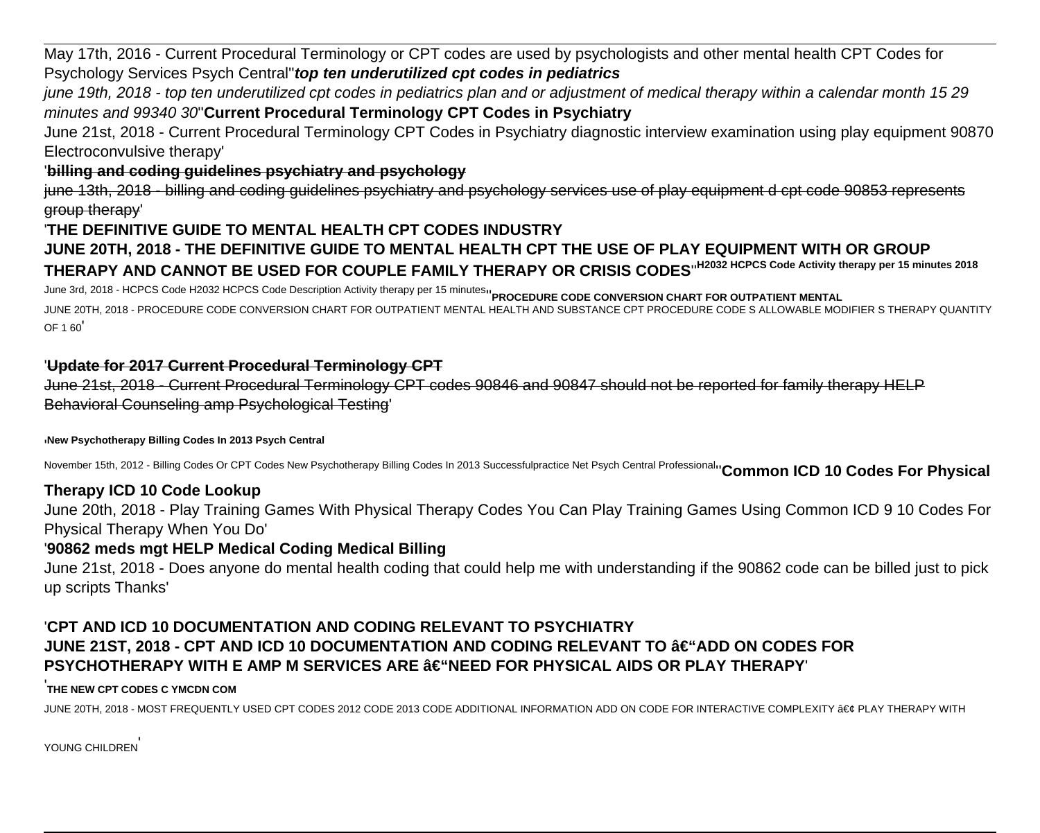May 17th, 2016 - Current Procedural Terminology or CPT codes are used by psychologists and other mental health CPT Codes for Psychology Services Psych Central''***top ten underutilized cpt codes in pediatrics***

*june 19th, 2018 - top ten underutilized cpt codes in pediatrics plan and or adjustment of medical therapy within a calendar month 15 29 minutes and 99340 30*''**Current Procedural Terminology CPT Codes in Psychiatry**

June 21st, 2018 - Current Procedural Terminology CPT Codes in Psychiatry diagnostic interview examination using play equipment 90870 Electroconvulsive therapy'

'**billing and coding guidelines psychiatry and psychology**

june 13th, 2018 - billing and coding guidelines psychiatry and psychology services use of play equipment d cpt code 90853 represents group therapy'

'**THE DEFINITIVE GUIDE TO MENTAL HEALTH CPT CODES INDUSTRY**

**JUNE 20TH, 2018 - THE DEFINITIVE GUIDE TO MENTAL HEALTH CPT THE USE OF PLAY EQUIPMENT WITH OR GROUP THERAPY AND CANNOT BE USED FOR COUPLE FAMILY THERAPY OR CRISIS CODES**''**H2032 HCPCS Code Activity therapy per 15 minutes 2018**

June 3rd, 2018 - HCPCS Code H2032 HCPCS Code Description Activity therapy per 15 minutes''**PROCEDURE CODE CONVERSION CHART FOR OUTPATIENT MENTAL**

JUNE 20TH, 2018 - PROCEDURE CODE CONVERSION CHART FOR OUTPATIENT MENTAL HEALTH AND SUBSTANCE CPT PROCEDURE CODE S ALLOWABLE MODIFIER S THERAPY QUANTITY OF 1 60'

'**Update for 2017 Current Procedural Terminology CPT**

June 21st, 2018 - Current Procedural Terminology CPT codes 90846 and 90847 should not be reported for family therapy HELP Behavioral Counseling amp Psychological Testing'

'**New Psychotherapy Billing Codes In 2013 Psych Central**

November 15th, 2012 - Billing Codes Or CPT Codes New Psychotherapy Billing Codes In 2013 Successfulpractice Net Psych Central Professional''**Common ICD 10 Codes For Physical Therapy ICD 10 Code Lookup**

June 20th, 2018 - Play Training Games With Physical Therapy Codes You Can Play Training Games Using Common ICD 9 10 Codes For Physical Therapy When You Do'

'**90862 meds mgt HELP Medical Coding Medical Billing**

June 21st, 2018 - Does anyone do mental health coding that could help me with understanding if the 90862 code can be billed just to pick up scripts Thanks'

'**CPT AND ICD 10 DOCUMENTATION AND CODING RELEVANT TO PSYCHIATRY**
**JUNE 21ST, 2018 - CPT AND ICD 10 DOCUMENTATION AND CODING RELEVANT TO â€"ADD ON CODES FOR PSYCHOTHERAPY WITH E AMP M SERVICES ARE â€"NEED FOR PHYSICAL AIDS OR PLAY THERAPY**'

'**THE NEW CPT CODES C YMCDN COM**

JUNE 20TH, 2018 - MOST FREQUENTLY USED CPT CODES 2012 CODE 2013 CODE ADDITIONAL INFORMATION ADD ON CODE FOR INTERACTIVE COMPLEXITY â€¢ PLAY THERAPY WITH YOUNG CHILDREN'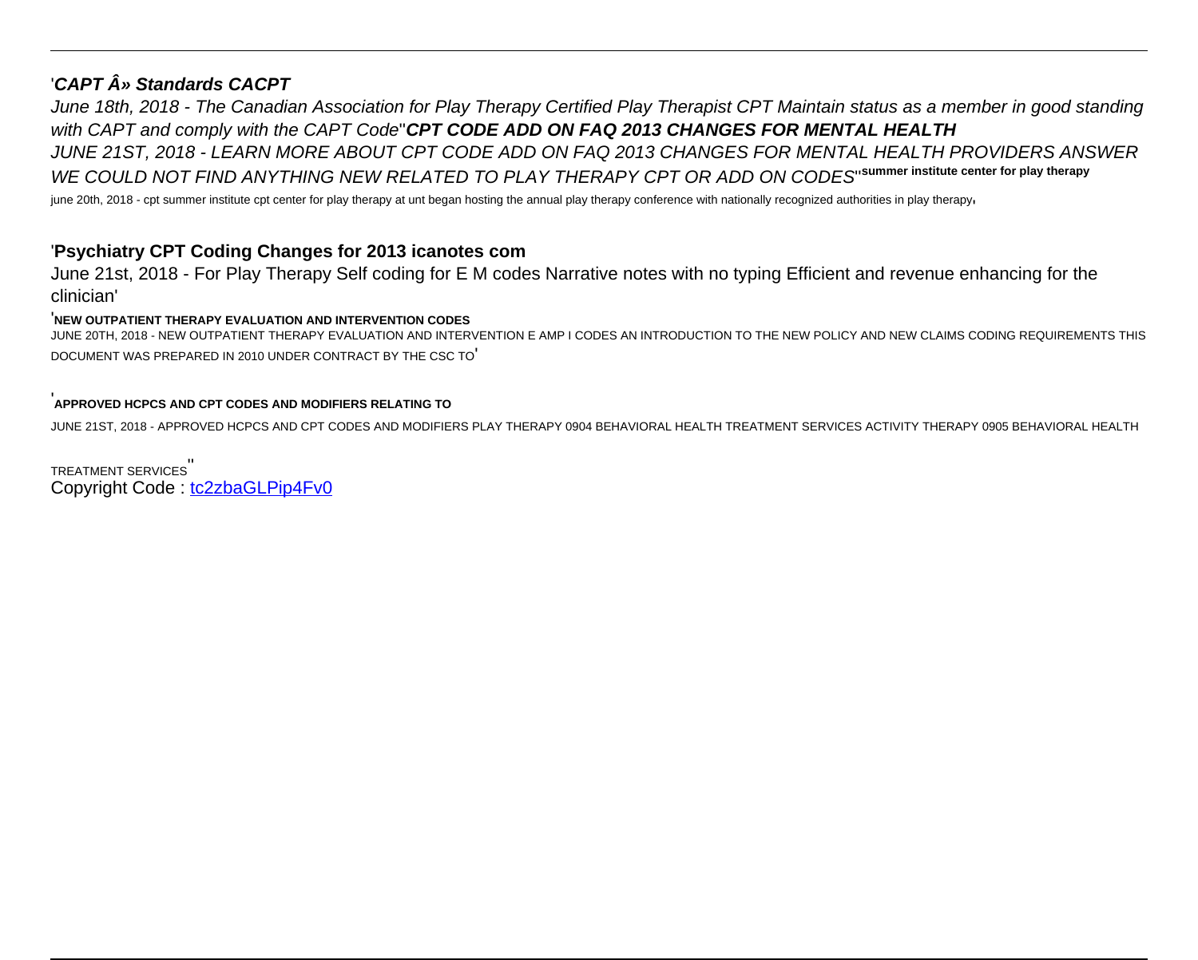'***CAPT Â» Standards CACPT***

*June 18th, 2018 - The Canadian Association for Play Therapy Certified Play Therapist CPT Maintain status as a member in good standing with CAPT and comply with the CAPT Code*''***CPT CODE ADD ON FAQ 2013 CHANGES FOR MENTAL HEALTH***

*JUNE 21ST, 2018 - LEARN MORE ABOUT CPT CODE ADD ON FAQ 2013 CHANGES FOR MENTAL HEALTH PROVIDERS ANSWER WE COULD NOT FIND ANYTHING NEW RELATED TO PLAY THERAPY CPT OR ADD ON CODES*''**summer institute center for play therapy**

june 20th, 2018 - cpt summer institute cpt center for play therapy at unt began hosting the annual play therapy conference with nationally recognized authorities in play therapy'

'**Psychiatry CPT Coding Changes for 2013 icanotes com**

June 21st, 2018 - For Play Therapy Self coding for E M codes Narrative notes with no typing Efficient and revenue enhancing for the clinician'

'**NEW OUTPATIENT THERAPY EVALUATION AND INTERVENTION CODES**

JUNE 20TH, 2018 - NEW OUTPATIENT THERAPY EVALUATION AND INTERVENTION E AMP I CODES AN INTRODUCTION TO THE NEW POLICY AND NEW CLAIMS CODING REQUIREMENTS THIS DOCUMENT WAS PREPARED IN 2010 UNDER CONTRACT BY THE CSC TO'

'**APPROVED HCPCS AND CPT CODES AND MODIFIERS RELATING TO**

JUNE 21ST, 2018 - APPROVED HCPCS AND CPT CODES AND MODIFIERS PLAY THERAPY 0904 BEHAVIORAL HEALTH TREATMENT SERVICES ACTIVITY THERAPY 0905 BEHAVIORAL HEALTH TREATMENT SERVICES''

Copyright Code : tc2zbaGLPip4Fv0